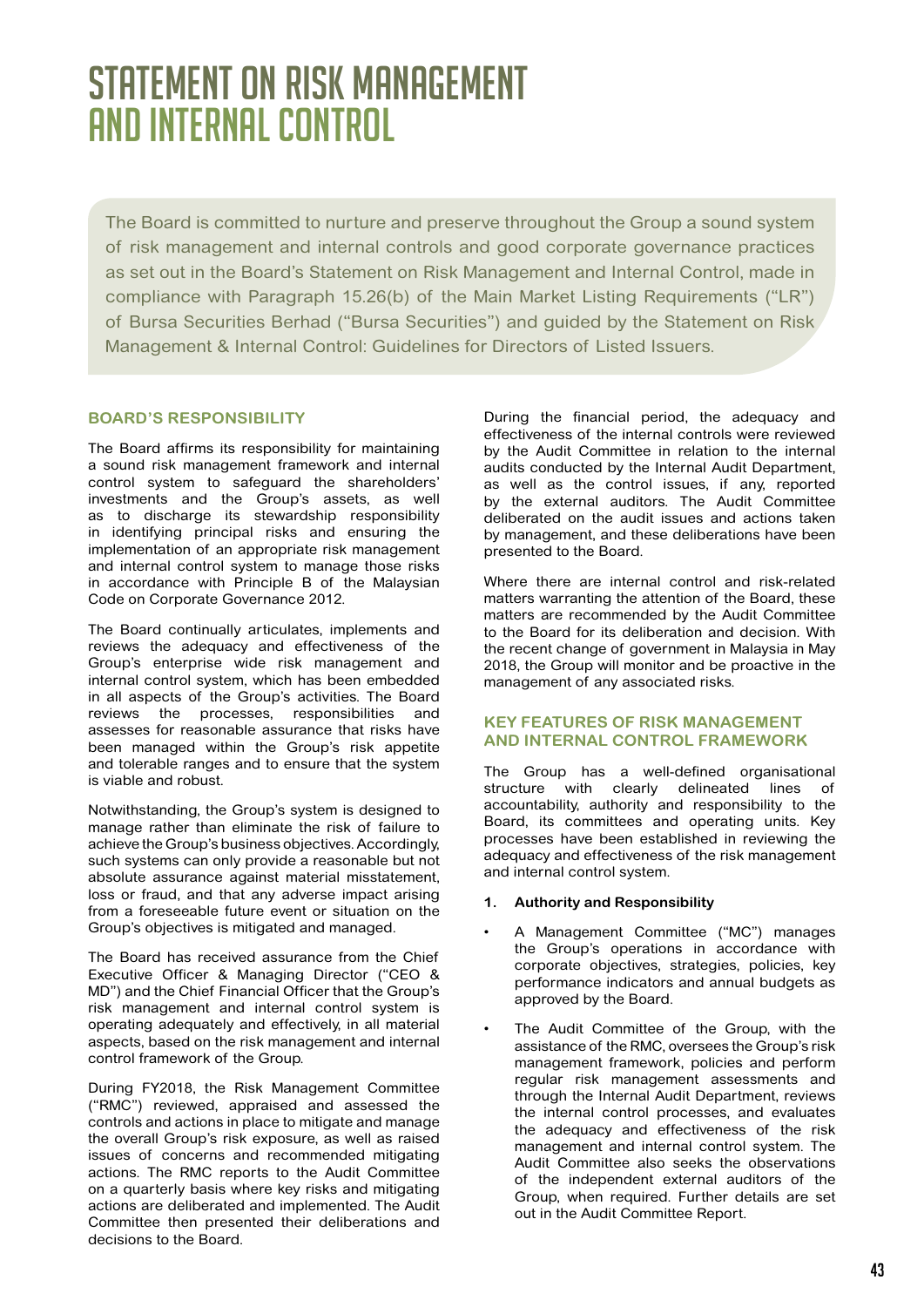# STATEMENT ON RISK MANAGEMENT AND INTERNAL CONTROL

The Board is committed to nurture and preserve throughout the Group a sound system of risk management and internal controls and good corporate governance practices as set out in the Board's Statement on Risk Management and Internal Control, made in compliance with Paragraph 15.26(b) of the Main Market Listing Requirements ("LR") of Bursa Securities Berhad ("Bursa Securities") and guided by the Statement on Risk Management & Internal Control: Guidelines for Directors of Listed Issuers.

## BOARD'S RESPONSIBILITY

The Board affirms its responsibility for maintaining a sound risk management framework and internal control system to safeguard the shareholders' investments and the Group's assets, as well as to discharge its stewardship responsibility in identifying principal risks and ensuring the implementation of an appropriate risk management and internal control system to manage those risks in accordance with Principle B of the Malaysian Code on Corporate Governance 2012.

The Board continually articulates, implements and reviews the adequacy and effectiveness of the Group's enterprise wide risk management and internal control system, which has been embedded in all aspects of the Group's activities. The Board reviews the processes, responsibilities and assesses for reasonable assurance that risks have been managed within the Group's risk appetite and tolerable ranges and to ensure that the system is viable and robust.

Notwithstanding, the Group's system is designed to manage rather than eliminate the risk of failure to achieve the Group's business objectives. Accordingly, such systems can only provide a reasonable but not absolute assurance against material misstatement, loss or fraud, and that any adverse impact arising from a foreseeable future event or situation on the Group's objectives is mitigated and managed.

The Board has received assurance from the Chief Executive Officer & Managing Director ("CEO & MD") and the Chief Financial Officer that the Group's risk management and internal control system is operating adequately and effectively, in all material aspects, based on the risk management and internal control framework of the Group.

During FY2018, the Risk Management Committee ("RMC") reviewed, appraised and assessed the controls and actions in place to mitigate and manage the overall Group's risk exposure, as well as raised issues of concerns and recommended mitigating actions. The RMC reports to the Audit Committee on a quarterly basis where key risks and mitigating actions are deliberated and implemented. The Audit Committee then presented their deliberations and decisions to the Board.

During the financial period, the adequacy and effectiveness of the internal controls were reviewed by the Audit Committee in relation to the internal audits conducted by the Internal Audit Department, as well as the control issues, if any, reported by the external auditors. The Audit Committee deliberated on the audit issues and actions taken by management, and these deliberations have been presented to the Board.

Where there are internal control and risk-related matters warranting the attention of the Board, these matters are recommended by the Audit Committee to the Board for its deliberation and decision. With the recent change of government in Malaysia in May 2018, the Group will monitor and be proactive in the management of any associated risks.

## KEY FEATURES OF RISK MANAGEMENT AND INTERNAL CONTROL FRAMEWORK

The Group has a well-defined organisational structure with clearly delineated lines of accountability, authority and responsibility to the Board, its committees and operating units. Key processes have been established in reviewing the adequacy and effectiveness of the risk management and internal control system.

**1. Authority and Responsibility**

- A Management Committee ("MC") manages the Group's operations in accordance with corporate objectives, strategies, policies, key performance indicators and annual budgets as approved by the Board.
- The Audit Committee of the Group, with the assistance of the RMC, oversees the Group's risk management framework, policies and perform regular risk management assessments and through the Internal Audit Department, reviews the internal control processes, and evaluates the adequacy and effectiveness of the risk management and internal control system. The Audit Committee also seeks the observations of the independent external auditors of the Group, when required. Further details are set out in the Audit Committee Report.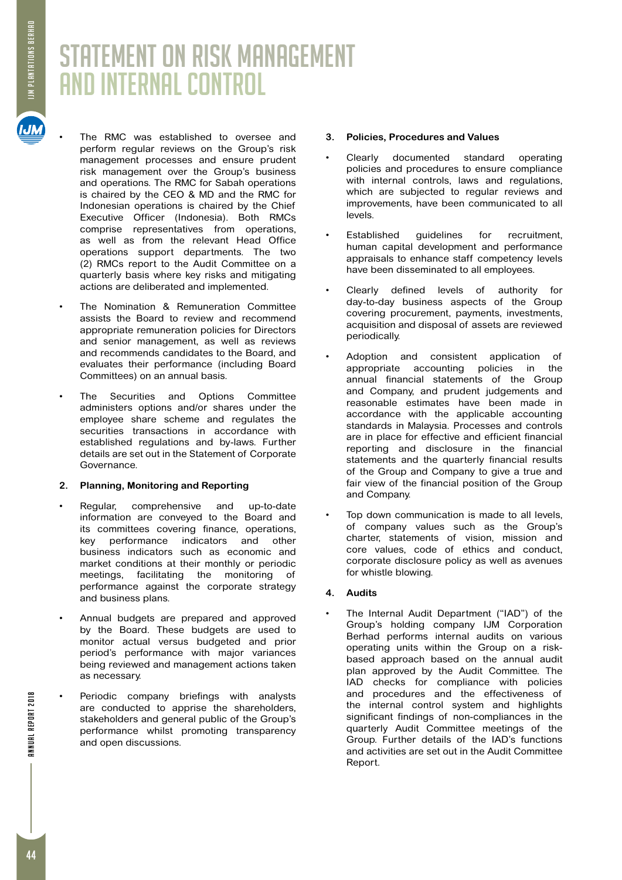# STATEMENT ON RISK MANAGEMENT AND INTERNAL CONTROL

- The RMC was established to oversee and perform regular reviews on the Group's risk management processes and ensure prudent risk management over the Group's business and operations. The RMC for Sabah operations is chaired by the CEO & MD and the RMC for Indonesian operations is chaired by the Chief Executive Officer (Indonesia). Both RMCs comprise representatives from operations, as well as from the relevant Head Office operations support departments. The two (2) RMCs report to the Audit Committee on a quarterly basis where key risks and mitigating actions are deliberated and implemented.

- The Nomination & Remuneration Committee assists the Board to review and recommend appropriate remuneration policies for Directors and senior management, as well as reviews and recommends candidates to the Board, and evaluates their performance (including Board Committees) on an annual basis.

- The Securities and Options Committee administers options and/or shares under the employee share scheme and regulates the securities transactions in accordance with established regulations and by-laws. Further details are set out in the Statement of Corporate Governance.

**2. Planning, Monitoring and Reporting**

- Regular, comprehensive and up-to-date information are conveyed to the Board and its committees covering finance, operations, key performance indicators and other business indicators such as economic and market conditions at their monthly or periodic meetings, facilitating the monitoring of performance against the corporate strategy and business plans.

- Annual budgets are prepared and approved by the Board. These budgets are used to monitor actual versus budgeted and prior period's performance with major variances being reviewed and management actions taken as necessary.

- Periodic company briefings with analysts are conducted to apprise the shareholders, stakeholders and general public of the Group's performance whilst promoting transparency and open discussions.

**3. Policies, Procedures and Values**

- Clearly documented standard operating policies and procedures to ensure compliance with internal controls, laws and regulations, which are subjected to regular reviews and improvements, have been communicated to all levels.

- Established guidelines for recruitment, human capital development and performance appraisals to enhance staff competency levels have been disseminated to all employees.

- Clearly defined levels of authority for day-to-day business aspects of the Group covering procurement, payments, investments, acquisition and disposal of assets are reviewed periodically.

- Adoption and consistent application of appropriate accounting policies in the annual financial statements of the Group and Company, and prudent judgements and reasonable estimates have been made in accordance with the applicable accounting standards in Malaysia. Processes and controls are in place for effective and efficient financial reporting and disclosure in the financial statements and the quarterly financial results of the Group and Company to give a true and fair view of the financial position of the Group and Company.

- Top down communication is made to all levels, of company values such as the Group's charter, statements of vision, mission and core values, code of ethics and conduct, corporate disclosure policy as well as avenues for whistle blowing.

**4. Audits**

- The Internal Audit Department ("IAD") of the Group's holding company IJM Corporation Berhad performs internal audits on various operating units within the Group on a risk-based approach based on the annual audit plan approved by the Audit Committee. The IAD checks for compliance with policies and procedures and the effectiveness of the internal control system and highlights significant findings of non-compliances in the quarterly Audit Committee meetings of the Group. Further details of the IAD's functions and activities are set out in the Audit Committee Report.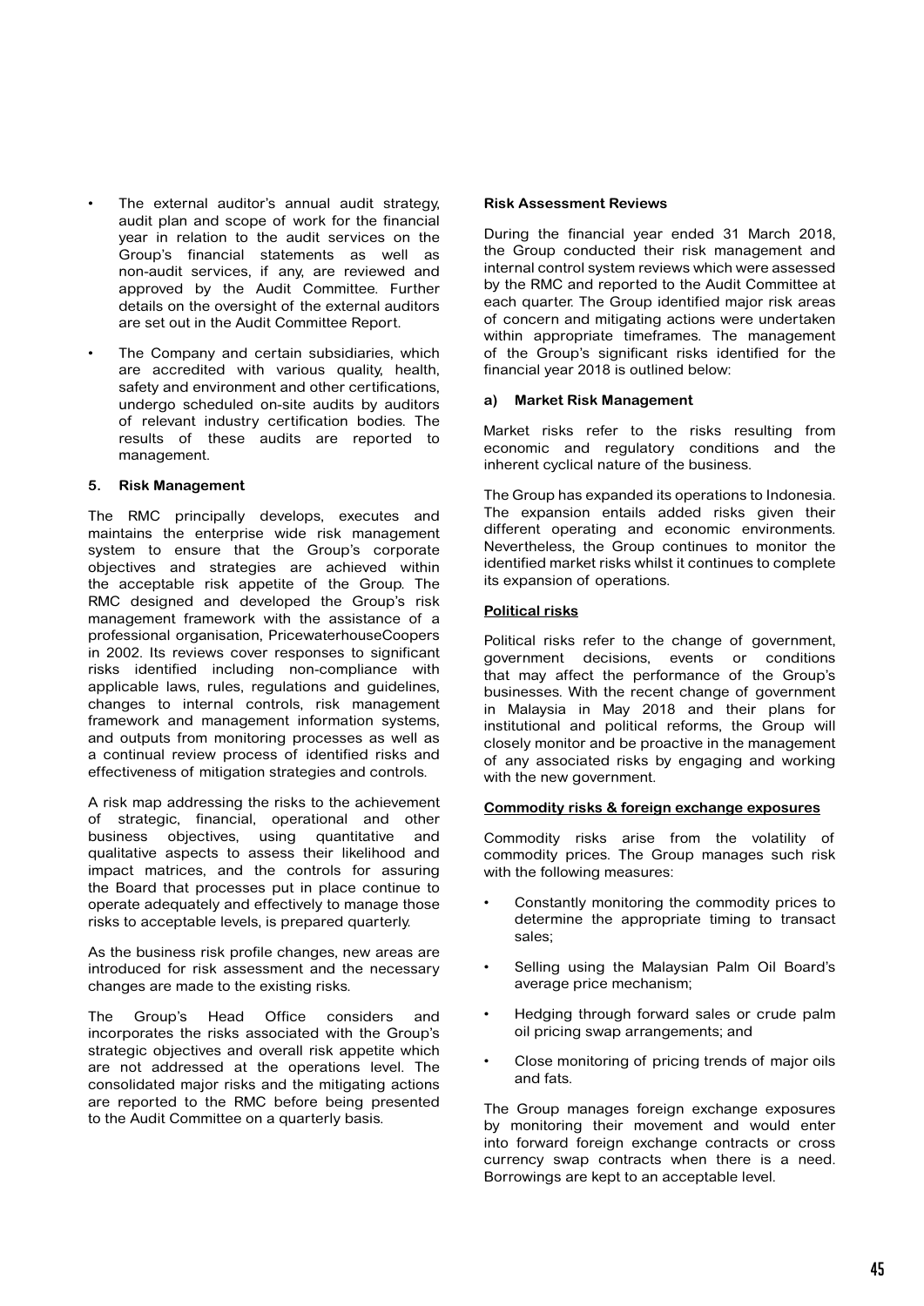- The external auditor's annual audit strategy, audit plan and scope of work for the financial year in relation to the audit services on the Group's financial statements as well as non-audit services, if any, are reviewed and approved by the Audit Committee. Further details on the oversight of the external auditors are set out in the Audit Committee Report.
- The Company and certain subsidiaries, which are accredited with various quality, health, safety and environment and other certifications, undergo scheduled on-site audits by auditors of relevant industry certification bodies. The results of these audits are reported to management.

**5. Risk Management**

The RMC principally develops, executes and maintains the enterprise wide risk management system to ensure that the Group's corporate objectives and strategies are achieved within the acceptable risk appetite of the Group. The RMC designed and developed the Group's risk management framework with the assistance of a professional organisation, PricewaterhouseCoopers in 2002. Its reviews cover responses to significant risks identified including non-compliance with applicable laws, rules, regulations and guidelines, changes to internal controls, risk management framework and management information systems, and outputs from monitoring processes as well as a continual review process of identified risks and effectiveness of mitigation strategies and controls.

A risk map addressing the risks to the achievement of strategic, financial, operational and other business objectives, using quantitative and qualitative aspects to assess their likelihood and impact matrices, and the controls for assuring the Board that processes put in place continue to operate adequately and effectively to manage those risks to acceptable levels, is prepared quarterly.

As the business risk profile changes, new areas are introduced for risk assessment and the necessary changes are made to the existing risks.

The Group's Head Office considers and incorporates the risks associated with the Group's strategic objectives and overall risk appetite which are not addressed at the operations level. The consolidated major risks and the mitigating actions are reported to the RMC before being presented to the Audit Committee on a quarterly basis.

**Risk Assessment Reviews**

During the financial year ended 31 March 2018, the Group conducted their risk management and internal control system reviews which were assessed by the RMC and reported to the Audit Committee at each quarter. The Group identified major risk areas of concern and mitigating actions were undertaken within appropriate timeframes. The management of the Group's significant risks identified for the financial year 2018 is outlined below:

**a) Market Risk Management**

Market risks refer to the risks resulting from economic and regulatory conditions and the inherent cyclical nature of the business.

The Group has expanded its operations to Indonesia. The expansion entails added risks given their different operating and economic environments. Nevertheless, the Group continues to monitor the identified market risks whilst it continues to complete its expansion of operations.

**Political risks**

Political risks refer to the change of government, government decisions, events or conditions that may affect the performance of the Group's businesses. With the recent change of government in Malaysia in May 2018 and their plans for institutional and political reforms, the Group will closely monitor and be proactive in the management of any associated risks by engaging and working with the new government.

**Commodity risks & foreign exchange exposures**

Commodity risks arise from the volatility of commodity prices. The Group manages such risk with the following measures:

- Constantly monitoring the commodity prices to determine the appropriate timing to transact sales;
- Selling using the Malaysian Palm Oil Board's average price mechanism;
- Hedging through forward sales or crude palm oil pricing swap arrangements; and
- Close monitoring of pricing trends of major oils and fats.

The Group manages foreign exchange exposures by monitoring their movement and would enter into forward foreign exchange contracts or cross currency swap contracts when there is a need. Borrowings are kept to an acceptable level.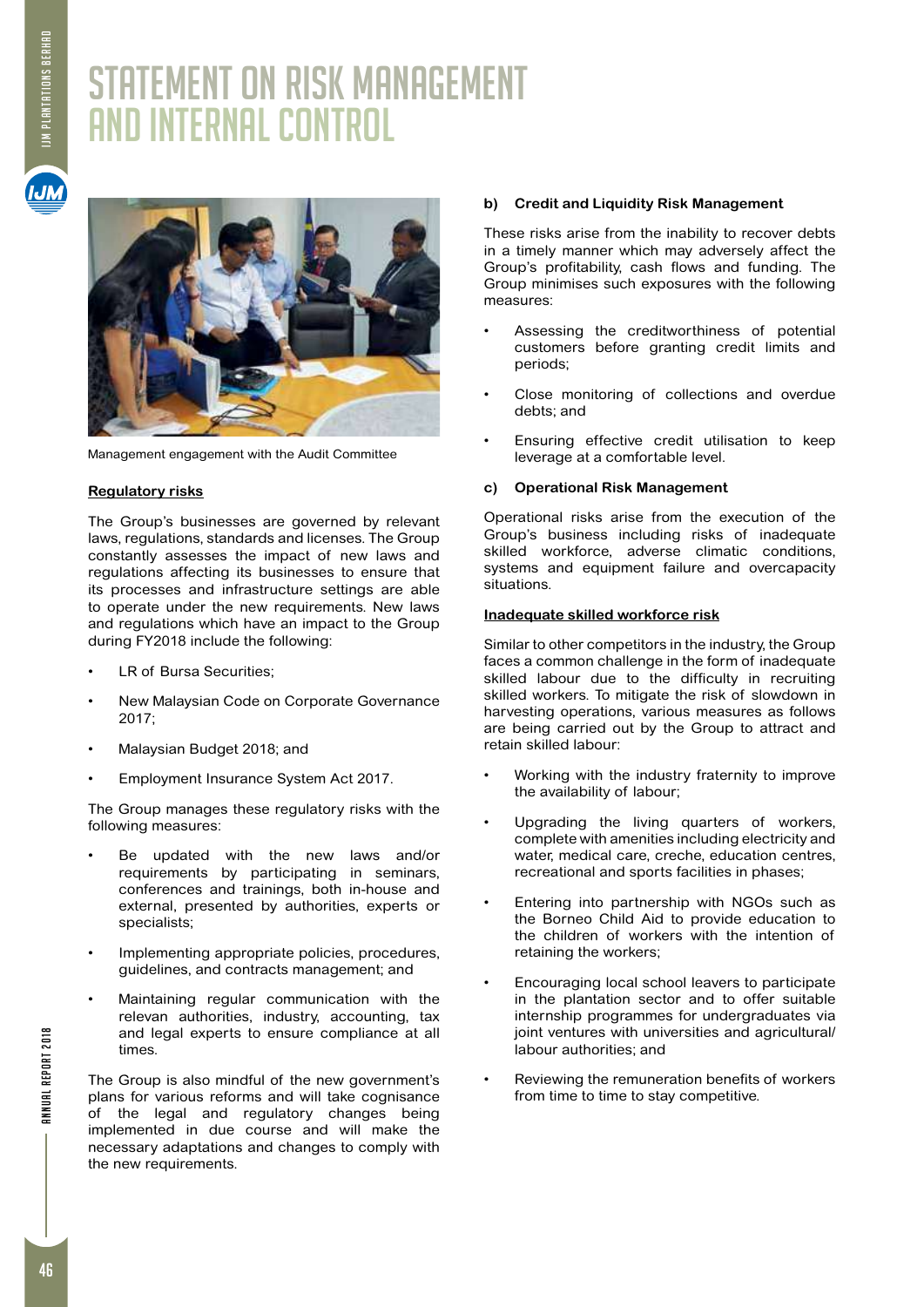# STATEMENT ON RISK MANAGEMENT AND INTERNAL CONTROL

Management engagement with the Audit Committee

**Regulatory risks**

The Group's businesses are governed by relevant laws, regulations, standards and licenses. The Group constantly assesses the impact of new laws and regulations affecting its businesses to ensure that its processes and infrastructure settings are able to operate under the new requirements. New laws and regulations which have an impact to the Group during FY2018 include the following:

- LR of Bursa Securities;
- New Malaysian Code on Corporate Governance 2017;
- Malaysian Budget 2018; and
- Employment Insurance System Act 2017.

The Group manages these regulatory risks with the following measures:

- Be updated with the new laws and/or requirements by participating in seminars, conferences and trainings, both in-house and external, presented by authorities, experts or specialists;
- Implementing appropriate policies, procedures, guidelines, and contracts management; and
- Maintaining regular communication with the relevan authorities, industry, accounting, tax and legal experts to ensure compliance at all times.

The Group is also mindful of the new government's plans for various reforms and will take cognisance of the legal and regulatory changes being implemented in due course and will make the necessary adaptations and changes to comply with the new requirements.

**b) Credit and Liquidity Risk Management**

These risks arise from the inability to recover debts in a timely manner which may adversely affect the Group's profitability, cash flows and funding. The Group minimises such exposures with the following measures:

- Assessing the creditworthiness of potential customers before granting credit limits and periods;
- Close monitoring of collections and overdue debts; and
- Ensuring effective credit utilisation to keep leverage at a comfortable level.

**c) Operational Risk Management**

Operational risks arise from the execution of the Group's business including risks of inadequate skilled workforce, adverse climatic conditions, systems and equipment failure and overcapacity situations.

**Inadequate skilled workforce risk**

Similar to other competitors in the industry, the Group faces a common challenge in the form of inadequate skilled labour due to the difficulty in recruiting skilled workers. To mitigate the risk of slowdown in harvesting operations, various measures as follows are being carried out by the Group to attract and retain skilled labour:

- Working with the industry fraternity to improve the availability of labour;
- Upgrading the living quarters of workers, complete with amenities including electricity and water, medical care, creche, education centres, recreational and sports facilities in phases;
- Entering into partnership with NGOs such as the Borneo Child Aid to provide education to the children of workers with the intention of retaining the workers;
- Encouraging local school leavers to participate in the plantation sector and to offer suitable internship programmes for undergraduates via joint ventures with universities and agricultural/labour authorities; and
- Reviewing the remuneration benefits of workers from time to time to stay competitive.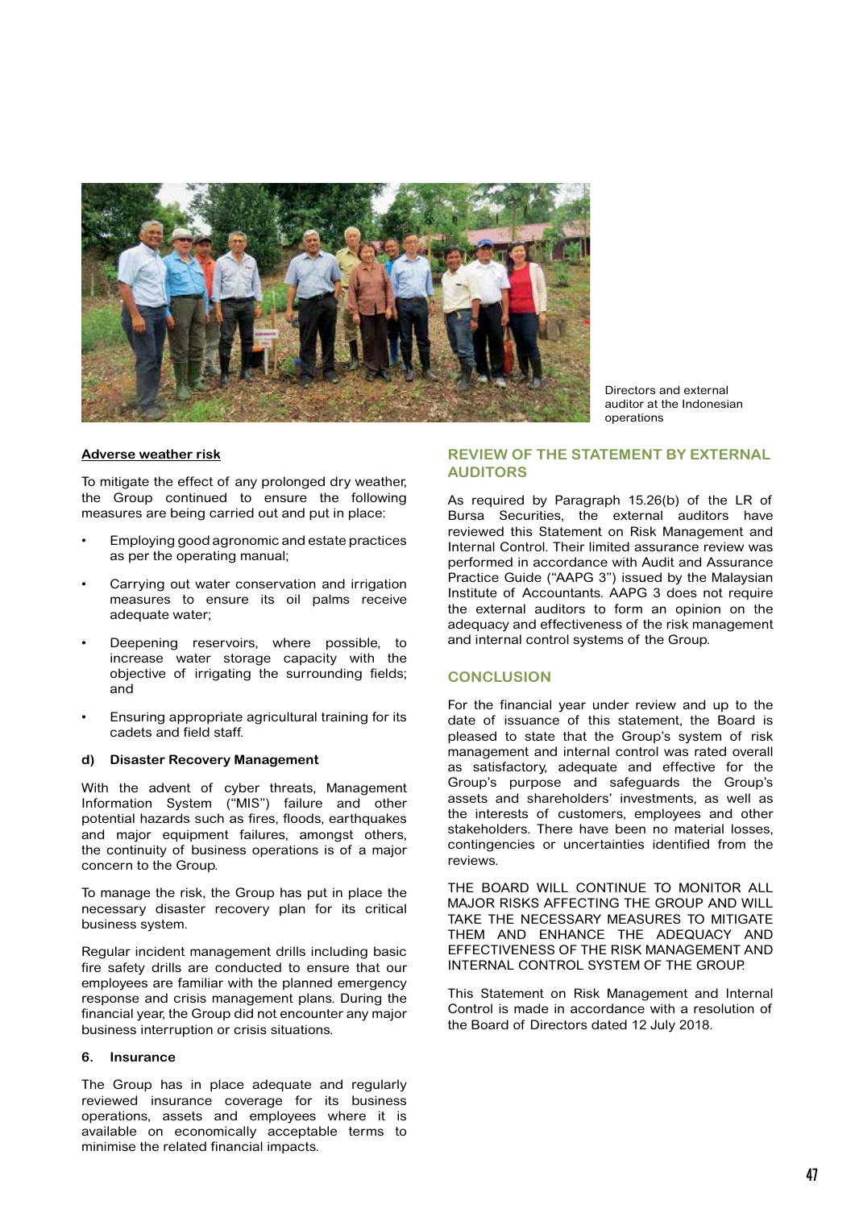Directors and external auditor at the Indonesian operations

**Adverse weather risk**

To mitigate the effect of any prolonged dry weather, the Group continued to ensure the following measures are being carried out and put in place:

- Employing good agronomic and estate practices as per the operating manual;
- Carrying out water conservation and irrigation measures to ensure its oil palms receive adequate water;
- Deepening reservoirs, where possible, to increase water storage capacity with the objective of irrigating the surrounding fields; and
- Ensuring appropriate agricultural training for its cadets and field staff.

**d) Disaster Recovery Management**

With the advent of cyber threats, Management Information System ("MIS") failure and other potential hazards such as fires, floods, earthquakes and major equipment failures, amongst others, the continuity of business operations is of a major concern to the Group.

To manage the risk, the Group has put in place the necessary disaster recovery plan for its critical business system.

Regular incident management drills including basic fire safety drills are conducted to ensure that our employees are familiar with the planned emergency response and crisis management plans. During the financial year, the Group did not encounter any major business interruption or crisis situations.

**6. Insurance**

The Group has in place adequate and regularly reviewed insurance coverage for its business operations, assets and employees where it is available on economically acceptable terms to minimise the related financial impacts.

## REVIEW OF THE STATEMENT BY EXTERNAL AUDITORS

As required by Paragraph 15.26(b) of the LR of Bursa Securities, the external auditors have reviewed this Statement on Risk Management and Internal Control. Their limited assurance review was performed in accordance with Audit and Assurance Practice Guide ("AAPG 3") issued by the Malaysian Institute of Accountants. AAPG 3 does not require the external auditors to form an opinion on the adequacy and effectiveness of the risk management and internal control systems of the Group.

## CONCLUSION

For the financial year under review and up to the date of issuance of this statement, the Board is pleased to state that the Group's system of risk management and internal control was rated overall as satisfactory, adequate and effective for the Group's purpose and safeguards the Group's assets and shareholders' investments, as well as the interests of customers, employees and other stakeholders. There have been no material losses, contingencies or uncertainties identified from the reviews.

THE BOARD WILL CONTINUE TO MONITOR ALL MAJOR RISKS AFFECTING THE GROUP AND WILL TAKE THE NECESSARY MEASURES TO MITIGATE THEM AND ENHANCE THE ADEQUACY AND EFFECTIVENESS OF THE RISK MANAGEMENT AND INTERNAL CONTROL SYSTEM OF THE GROUP.

This Statement on Risk Management and Internal Control is made in accordance with a resolution of the Board of Directors dated 12 July 2018.